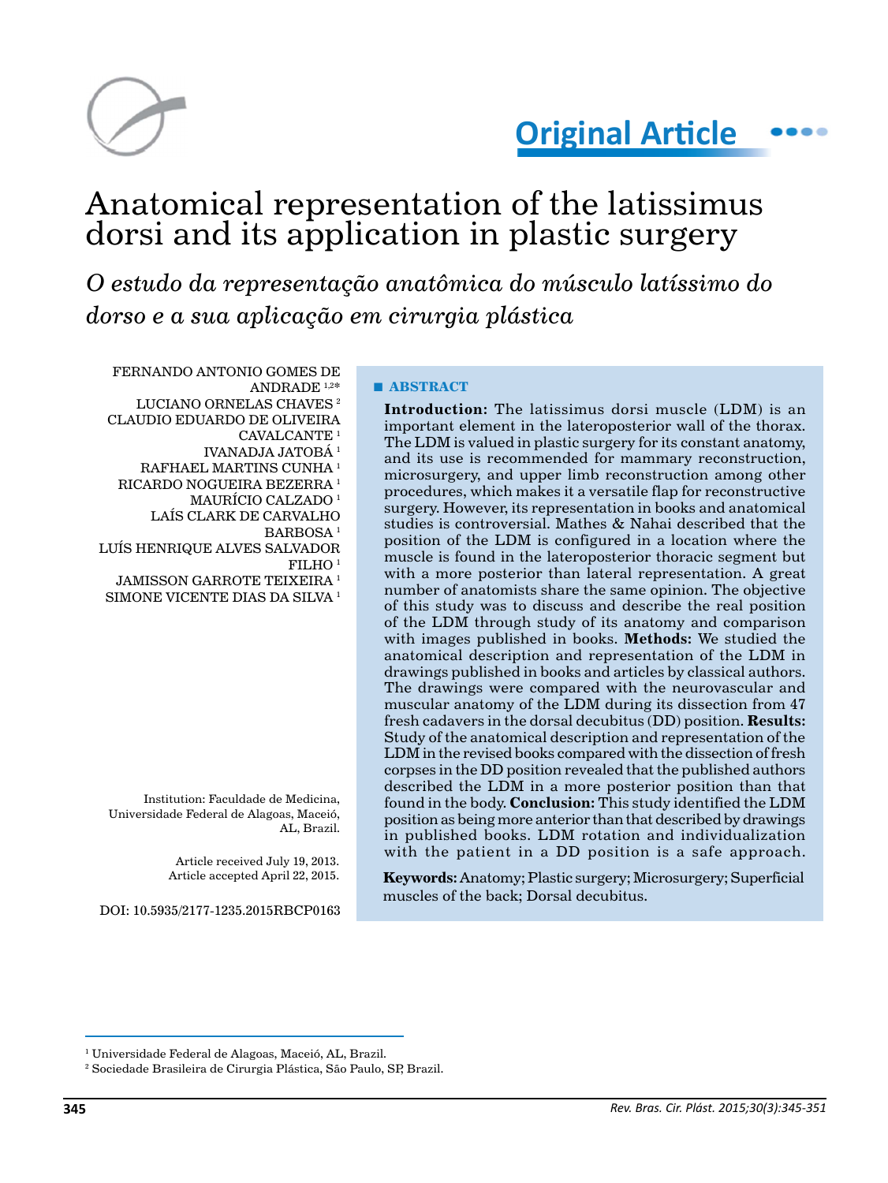Original Article

# Anatomical representation of the latissimus dorsi and its application in plastic surgery

*O estudo da representação anatômica do músculo latíssimo do dorso e a sua aplicação em cirurgia plástica*

FERNANDO ANTONIO GOMES DE ANDRADE [1,2*]
LUCIANO ORNELAS CHAVES [2]
CLAUDIO EDUARDO DE OLIVEIRA CAVALCANTE [1]
IVANADJA JATOBÁ [1]
RAFHAEL MARTINS CUNHA [1]
RICARDO NOGUEIRA BEZERRA [1]
MAURÍCIO CALZADO [1]
LAÍS CLARK DE CARVALHO BARBOSA [1]
LUÍS HENRIQUE ALVES SALVADOR FILHO [1]
JAMISSON GARROTE TEIXEIRA [1]
SIMONE VICENTE DIAS DA SILVA [1]

Institution: Faculdade de Medicina, Universidade Federal de Alagoas, Maceió, AL, Brazil.

Article received July 19, 2013.
Article accepted April 22, 2015.

DOI: 10.5935/2177-1235.2015RBCP0163

## ■ ABSTRACT

**Introduction:** The latissimus dorsi muscle (LDM) is an important element in the lateroposterior wall of the thorax. The LDM is valued in plastic surgery for its constant anatomy, and its use is recommended for mammary reconstruction, microsurgery, and upper limb reconstruction among other procedures, which makes it a versatile flap for reconstructive surgery. However, its representation in books and anatomical studies is controversial. Mathes & Nahai described that the position of the LDM is configured in a location where the muscle is found in the lateroposterior thoracic segment but with a more posterior than lateral representation. A great number of anatomists share the same opinion. The objective of this study was to discuss and describe the real position of the LDM through study of its anatomy and comparison with images published in books. **Methods:** We studied the anatomical description and representation of the LDM in drawings published in books and articles by classical authors. The drawings were compared with the neurovascular and muscular anatomy of the LDM during its dissection from 47 fresh cadavers in the dorsal decubitus (DD) position. **Results:** Study of the anatomical description and representation of the LDM in the revised books compared with the dissection of fresh corpses in the DD position revealed that the published authors described the LDM in a more posterior position than that found in the body. **Conclusion:** This study identified the LDM position as being more anterior than that described by drawings in published books. LDM rotation and individualization with the patient in a DD position is a safe approach.

**Keywords:** Anatomy; Plastic surgery; Microsurgery; Superficial muscles of the back; Dorsal decubitus.

[1] Universidade Federal de Alagoas, Maceió, AL, Brazil.
[2] Sociedade Brasileira de Cirurgia Plástica, São Paulo, SP, Brazil.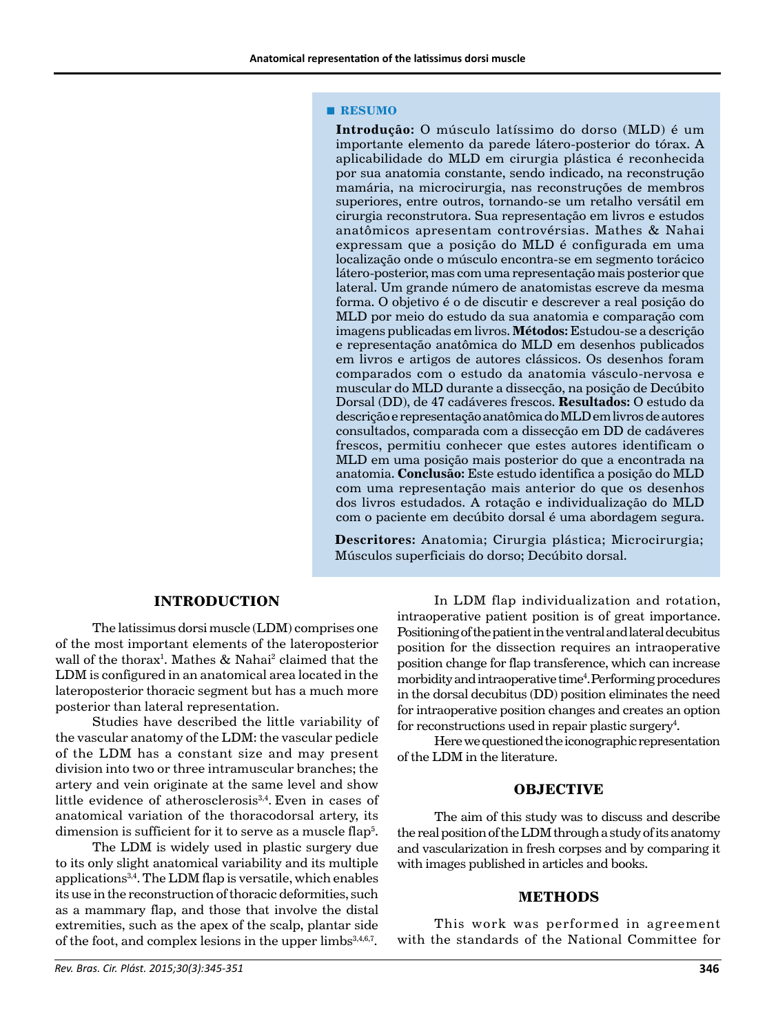## ■ RESUMO

**Introdução:** O músculo latíssimo do dorso (MLD) é um importante elemento da parede látero-posterior do tórax. A aplicabilidade do MLD em cirurgia plástica é reconhecida por sua anatomia constante, sendo indicado, na reconstrução mamária, na microcirurgia, nas reconstruções de membros superiores, entre outros, tornando-se um retalho versátil em cirurgia reconstrutora. Sua representação em livros e estudos anatômicos apresentam controvérsias. Mathes & Nahai expressam que a posição do MLD é configurada em uma localização onde o músculo encontra-se em segmento torácico látero-posterior, mas com uma representação mais posterior que lateral. Um grande número de anatomistas escreve da mesma forma. O objetivo é o de discutir e descrever a real posição do MLD por meio do estudo da sua anatomia e comparação com imagens publicadas em livros. **Métodos:** Estudou-se a descrição e representação anatômica do MLD em desenhos publicados em livros e artigos de autores clássicos. Os desenhos foram comparados com o estudo da anatomia vásculo-nervosa e muscular do MLD durante a dissecção, na posição de Decúbito Dorsal (DD), de 47 cadáveres frescos. **Resultados:** O estudo da descrição e representação anatômica do MLD em livros de autores consultados, comparada com a dissecção em DD de cadáveres frescos, permitiu conhecer que estes autores identificam o MLD em uma posição mais posterior do que a encontrada na anatomia. **Conclusão:** Este estudo identifica a posição do MLD com uma representação mais anterior do que os desenhos dos livros estudados. A rotação e individualização do MLD com o paciente em decúbito dorsal é uma abordagem segura.

**Descritores:** Anatomia; Cirurgia plástica; Microcirurgia; Músculos superficiais do dorso; Decúbito dorsal.

## INTRODUCTION

The latissimus dorsi muscle (LDM) comprises one of the most important elements of the lateroposterior wall of the thorax[1]. Mathes & Nahai[2] claimed that the LDM is configured in an anatomical area located in the lateroposterior thoracic segment but has a much more posterior than lateral representation.

Studies have described the little variability of the vascular anatomy of the LDM: the vascular pedicle of the LDM has a constant size and may present division into two or three intramuscular branches; the artery and vein originate at the same level and show little evidence of atherosclerosis[3,4]. Even in cases of anatomical variation of the thoracodorsal artery, its dimension is sufficient for it to serve as a muscle flap[5].

The LDM is widely used in plastic surgery due to its only slight anatomical variability and its multiple applications[3,4]. The LDM flap is versatile, which enables its use in the reconstruction of thoracic deformities, such as a mammary flap, and those that involve the distal extremities, such as the apex of the scalp, plantar side of the foot, and complex lesions in the upper limbs[3,4,6,7].

In LDM flap individualization and rotation, intraoperative patient position is of great importance. Positioning of the patient in the ventral and lateral decubitus position for the dissection requires an intraoperative position change for flap transference, which can increase morbidity and intraoperative time[4]. Performing procedures in the dorsal decubitus (DD) position eliminates the need for intraoperative position changes and creates an option for reconstructions used in repair plastic surgery[4].

Here we questioned the iconographic representation of the LDM in the literature.

## OBJECTIVE

The aim of this study was to discuss and describe the real position of the LDM through a study of its anatomy and vascularization in fresh corpses and by comparing it with images published in articles and books.

## METHODS

This work was performed in agreement with the standards of the National Committee for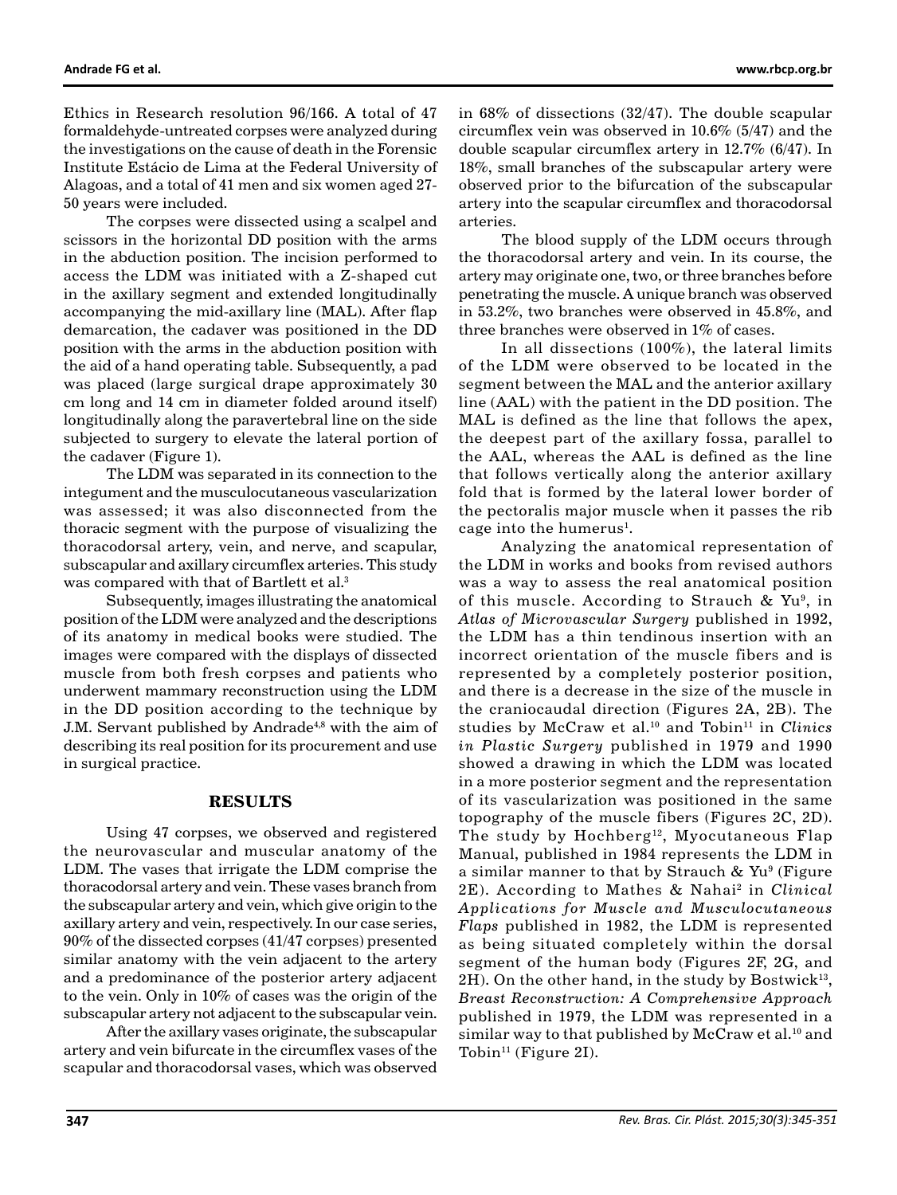Ethics in Research resolution 96/166. A total of 47 formaldehyde-untreated corpses were analyzed during the investigations on the cause of death in the Forensic Institute Estácio de Lima at the Federal University of Alagoas, and a total of 41 men and six women aged 27-50 years were included.

The corpses were dissected using a scalpel and scissors in the horizontal DD position with the arms in the abduction position. The incision performed to access the LDM was initiated with a Z-shaped cut in the axillary segment and extended longitudinally accompanying the mid-axillary line (MAL). After flap demarcation, the cadaver was positioned in the DD position with the arms in the abduction position with the aid of a hand operating table. Subsequently, a pad was placed (large surgical drape approximately 30 cm long and 14 cm in diameter folded around itself) longitudinally along the paravertebral line on the side subjected to surgery to elevate the lateral portion of the cadaver (Figure 1).

The LDM was separated in its connection to the integument and the musculocutaneous vascularization was assessed; it was also disconnected from the thoracic segment with the purpose of visualizing the thoracodorsal artery, vein, and nerve, and scapular, subscapular and axillary circumflex arteries. This study was compared with that of Bartlett et al.[3]

Subsequently, images illustrating the anatomical position of the LDM were analyzed and the descriptions of its anatomy in medical books were studied. The images were compared with the displays of dissected muscle from both fresh corpses and patients who underwent mammary reconstruction using the LDM in the DD position according to the technique by J.M. Servant published by Andrade[4,8] with the aim of describing its real position for its procurement and use in surgical practice.

## RESULTS

Using 47 corpses, we observed and registered the neurovascular and muscular anatomy of the LDM. The vases that irrigate the LDM comprise the thoracodorsal artery and vein. These vases branch from the subscapular artery and vein, which give origin to the axillary artery and vein, respectively. In our case series, 90% of the dissected corpses (41/47 corpses) presented similar anatomy with the vein adjacent to the artery and a predominance of the posterior artery adjacent to the vein. Only in 10% of cases was the origin of the subscapular artery not adjacent to the subscapular vein.

After the axillary vases originate, the subscapular artery and vein bifurcate in the circumflex vases of the scapular and thoracodorsal vases, which was observed in 68% of dissections (32/47). The double scapular circumflex vein was observed in 10.6% (5/47) and the double scapular circumflex artery in 12.7% (6/47). In 18%, small branches of the subscapular artery were observed prior to the bifurcation of the subscapular artery into the scapular circumflex and thoracodorsal arteries.

The blood supply of the LDM occurs through the thoracodorsal artery and vein. In its course, the artery may originate one, two, or three branches before penetrating the muscle. A unique branch was observed in 53.2%, two branches were observed in 45.8%, and three branches were observed in 1% of cases.

In all dissections (100%), the lateral limits of the LDM were observed to be located in the segment between the MAL and the anterior axillary line (AAL) with the patient in the DD position. The MAL is defined as the line that follows the apex, the deepest part of the axillary fossa, parallel to the AAL, whereas the AAL is defined as the line that follows vertically along the anterior axillary fold that is formed by the lateral lower border of the pectoralis major muscle when it passes the rib cage into the humerus[1].

Analyzing the anatomical representation of the LDM in works and books from revised authors was a way to assess the real anatomical position of this muscle. According to Strauch & Yu[9], in *Atlas of Microvascular Surgery* published in 1992, the LDM has a thin tendinous insertion with an incorrect orientation of the muscle fibers and is represented by a completely posterior position, and there is a decrease in the size of the muscle in the craniocaudal direction (Figures 2A, 2B). The studies by McCraw et al.[10] and Tobin[11] in *Clinics in Plastic Surgery* published in 1979 and 1990 showed a drawing in which the LDM was located in a more posterior segment and the representation of its vascularization was positioned in the same topography of the muscle fibers (Figures 2C, 2D). The study by Hochberg[12], Myocutaneous Flap Manual, published in 1984 represents the LDM in a similar manner to that by Strauch & Yu[9] (Figure 2E). According to Mathes & Nahai[2] in *Clinical Applications for Muscle and Musculocutaneous Flaps* published in 1982, the LDM is represented as being situated completely within the dorsal segment of the human body (Figures 2F, 2G, and 2H). On the other hand, in the study by Bostwick[13], *Breast Reconstruction: A Comprehensive Approach* published in 1979, the LDM was represented in a similar way to that published by McCraw et al.[10] and Tobin[11] (Figure 2I).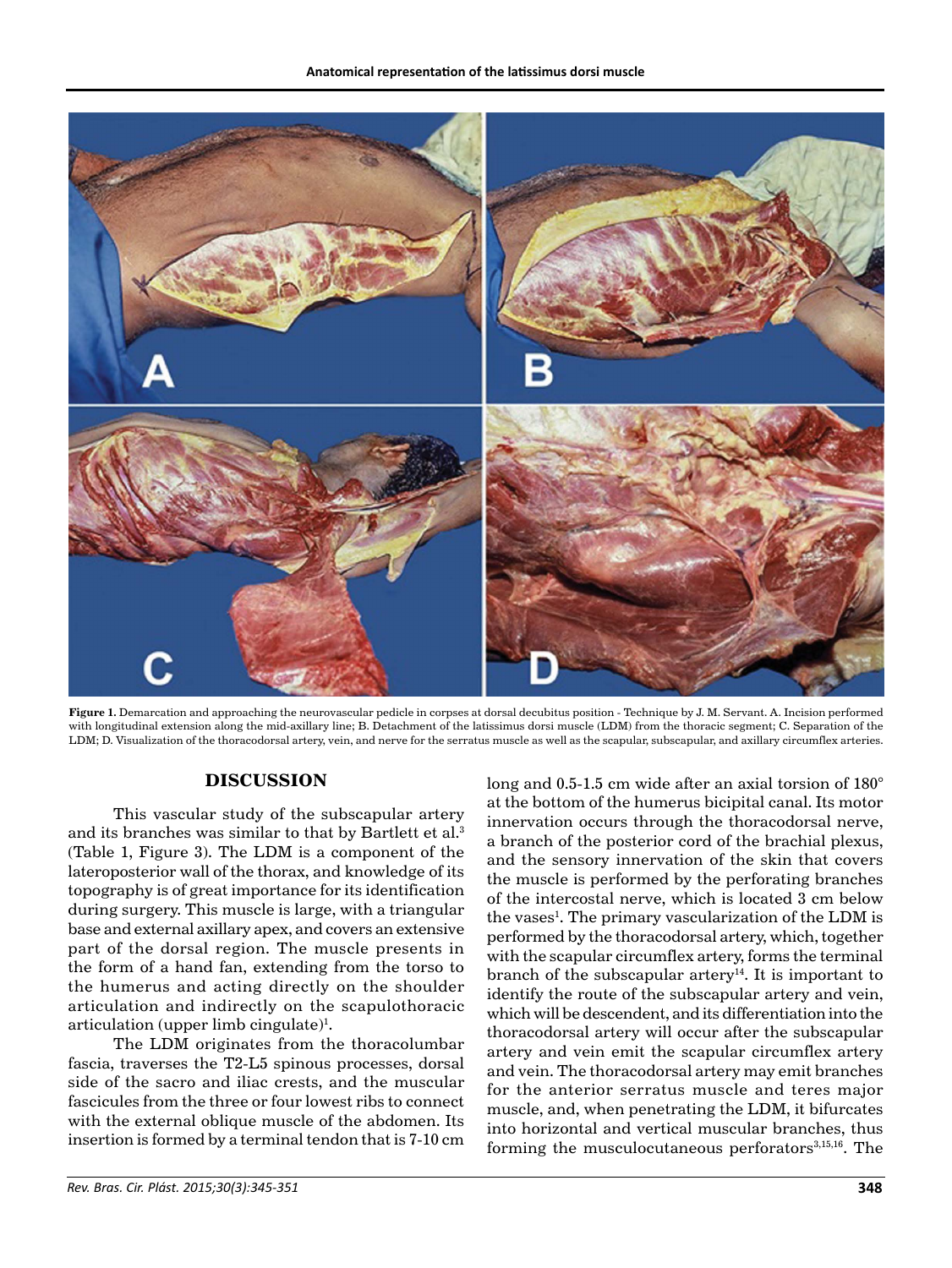**Figure 1.** Demarcation and approaching the neurovascular pedicle in corpses at dorsal decubitus position - Technique by J. M. Servant. A. Incision performed with longitudinal extension along the mid-axillary line; B. Detachment of the latissimus dorsi muscle (LDM) from the thoracic segment; C. Separation of the LDM; D. Visualization of the thoracodorsal artery, vein, and nerve for the serratus muscle as well as the scapular, subscapular, and axillary circumflex arteries.

## DISCUSSION

This vascular study of the subscapular artery and its branches was similar to that by Bartlett et al.[3] (Table 1, Figure 3). The LDM is a component of the lateroposterior wall of the thorax, and knowledge of its topography is of great importance for its identification during surgery. This muscle is large, with a triangular base and external axillary apex, and covers an extensive part of the dorsal region. The muscle presents in the form of a hand fan, extending from the torso to the humerus and acting directly on the shoulder articulation and indirectly on the scapulothoracic articulation (upper limb cingulate)[1].

The LDM originates from the thoracolumbar fascia, traverses the T2-L5 spinous processes, dorsal side of the sacro and iliac crests, and the muscular fascicules from the three or four lowest ribs to connect with the external oblique muscle of the abdomen. Its insertion is formed by a terminal tendon that is 7-10 cm long and 0.5-1.5 cm wide after an axial torsion of 180° at the bottom of the humerus bicipital canal. Its motor innervation occurs through the thoracodorsal nerve, a branch of the posterior cord of the brachial plexus, and the sensory innervation of the skin that covers the muscle is performed by the perforating branches of the intercostal nerve, which is located 3 cm below the vases[1]. The primary vascularization of the LDM is performed by the thoracodorsal artery, which, together with the scapular circumflex artery, forms the terminal branch of the subscapular artery[14]. It is important to identify the route of the subscapular artery and vein, which will be descendent, and its differentiation into the thoracodorsal artery will occur after the subscapular artery and vein emit the scapular circumflex artery and vein. The thoracodorsal artery may emit branches for the anterior serratus muscle and teres major muscle, and, when penetrating the LDM, it bifurcates into horizontal and vertical muscular branches, thus forming the musculocutaneous perforators[3,15,16]. The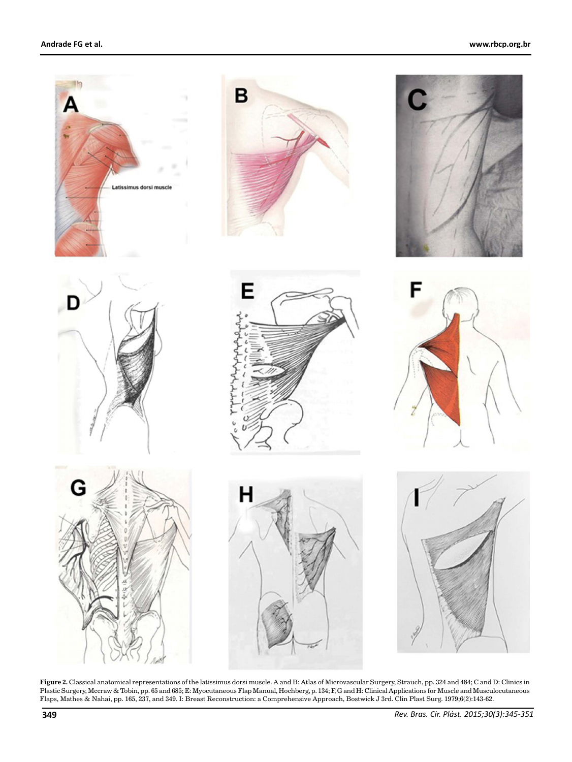**Figure 2.** Classical anatomical representations of the latissimus dorsi muscle. A and B: Atlas of Microvascular Surgery, Strauch, pp. 324 and 484; C and D: Clinics in Plastic Surgery, Mccraw & Tobin, pp. 65 and 685; E: Myocutaneous Flap Manual, Hochberg, p. 134; F, G and H: Clinical Applications for Muscle and Musculocutaneous Flaps, Mathes & Nahai, pp. 165, 237, and 349. I: Breast Reconstruction: a Comprehensive Approach, Bostwick J 3rd. Clin Plast Surg. 1979;6(2):143-62.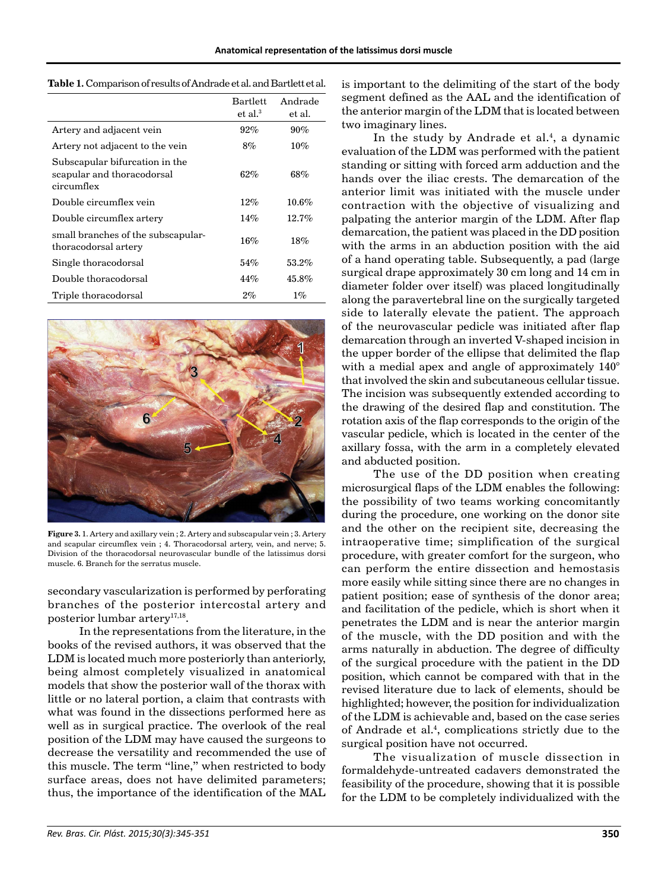**Table 1.** Comparison of results of Andrade et al. and Bartlett et al.

| | Bartlett et al.[3] | Andrade et al. |
|---|---|---|
| Artery and adjacent vein | 92% | 90% |
| Artery not adjacent to the vein | 8% | 10% |
| Subscapular bifurcation in the scapular and thoracodorsal circumflex | 62% | 68% |
| Double circumflex vein | 12% | 10.6% |
| Double circumflex artery | 14% | 12.7% |
| small branches of the subscapular-thoracodorsal artery | 16% | 18% |
| Single thoracodorsal | 54% | 53.2% |
| Double thoracodorsal | 44% | 45.8% |
| Triple thoracodorsal | 2% | 1% |

**Figure 3.** 1. Artery and axillary vein ; 2. Artery and subscapular vein ; 3. Artery and scapular circumflex vein ; 4. Thoracodorsal artery, vein, and nerve; 5. Division of the thoracodorsal neurovascular bundle of the latissimus dorsi muscle. 6. Branch for the serratus muscle.

secondary vascularization is performed by perforating branches of the posterior intercostal artery and posterior lumbar artery[17,18].

In the representations from the literature, in the books of the revised authors, it was observed that the LDM is located much more posteriorly than anteriorly, being almost completely visualized in anatomical models that show the posterior wall of the thorax with little or no lateral portion, a claim that contrasts with what was found in the dissections performed here as well as in surgical practice. The overlook of the real position of the LDM may have caused the surgeons to decrease the versatility and recommended the use of this muscle. The term "line," when restricted to body surface areas, does not have delimited parameters; thus, the importance of the identification of the MAL is important to the delimiting of the start of the body segment defined as the AAL and the identification of the anterior margin of the LDM that is located between two imaginary lines.

In the study by Andrade et al.[4], a dynamic evaluation of the LDM was performed with the patient standing or sitting with forced arm adduction and the hands over the iliac crests. The demarcation of the anterior limit was initiated with the muscle under contraction with the objective of visualizing and palpating the anterior margin of the LDM. After flap demarcation, the patient was placed in the DD position with the arms in an abduction position with the aid of a hand operating table. Subsequently, a pad (large surgical drape approximately 30 cm long and 14 cm in diameter folder over itself) was placed longitudinally along the paravertebral line on the surgically targeted side to laterally elevate the patient. The approach of the neurovascular pedicle was initiated after flap demarcation through an inverted V-shaped incision in the upper border of the ellipse that delimited the flap with a medial apex and angle of approximately 140° that involved the skin and subcutaneous cellular tissue. The incision was subsequently extended according to the drawing of the desired flap and constitution. The rotation axis of the flap corresponds to the origin of the vascular pedicle, which is located in the center of the axillary fossa, with the arm in a completely elevated and abducted position.

The use of the DD position when creating microsurgical flaps of the LDM enables the following: the possibility of two teams working concomitantly during the procedure, one working on the donor site and the other on the recipient site, decreasing the intraoperative time; simplification of the surgical procedure, with greater comfort for the surgeon, who can perform the entire dissection and hemostasis more easily while sitting since there are no changes in patient position; ease of synthesis of the donor area; and facilitation of the pedicle, which is short when it penetrates the LDM and is near the anterior margin of the muscle, with the DD position and with the arms naturally in abduction. The degree of difficulty of the surgical procedure with the patient in the DD position, which cannot be compared with that in the revised literature due to lack of elements, should be highlighted; however, the position for individualization of the LDM is achievable and, based on the case series of Andrade et al.[4], complications strictly due to the surgical position have not occurred.

The visualization of muscle dissection in formaldehyde-untreated cadavers demonstrated the feasibility of the procedure, showing that it is possible for the LDM to be completely individualized with the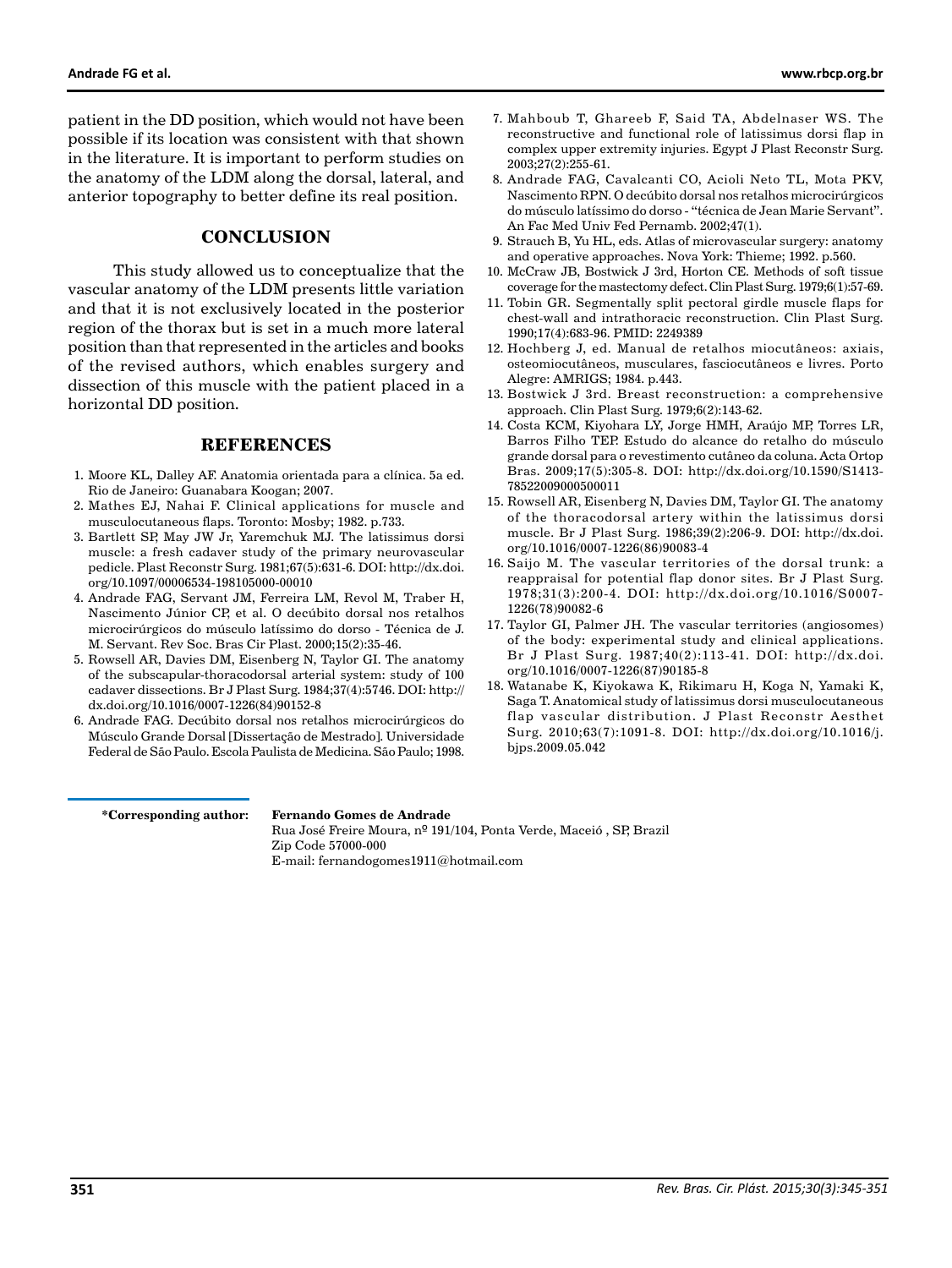patient in the DD position, which would not have been possible if its location was consistent with that shown in the literature. It is important to perform studies on the anatomy of the LDM along the dorsal, lateral, and anterior topography to better define its real position.

## CONCLUSION

This study allowed us to conceptualize that the vascular anatomy of the LDM presents little variation and that it is not exclusively located in the posterior region of the thorax but is set in a much more lateral position than that represented in the articles and books of the revised authors, which enables surgery and dissection of this muscle with the patient placed in a horizontal DD position.

## REFERENCES

1. Moore KL, Dalley AF. Anatomia orientada para a clínica. 5a ed. Rio de Janeiro: Guanabara Koogan; 2007.
2. Mathes EJ, Nahai F. Clinical applications for muscle and musculocutaneous flaps. Toronto: Mosby; 1982. p.733.
3. Bartlett SP, May JW Jr, Yaremchuk MJ. The latissimus dorsi muscle: a fresh cadaver study of the primary neurovascular pedicle. Plast Reconstr Surg. 1981;67(5):631-6. DOI: http://dx.doi.org/10.1097/00006534-198105000-00010
4. Andrade FAG, Servant JM, Ferreira LM, Revol M, Traber H, Nascimento Júnior CP, et al. O decúbito dorsal nos retalhos microcirúrgicos do músculo latíssimo do dorso - Técnica de J. M. Servant. Rev Soc. Bras Cir Plast. 2000;15(2):35-46.
5. Rowsell AR, Davies DM, Eisenberg N, Taylor GI. The anatomy of the subscapular-thoracodorsal arterial system: study of 100 cadaver dissections. Br J Plast Surg. 1984;37(4):5746. DOI: http://dx.doi.org/10.1016/0007-1226(84)90152-8
6. Andrade FAG. Decúbito dorsal nos retalhos microcirúrgicos do Músculo Grande Dorsal [Dissertação de Mestrado]. Universidade Federal de São Paulo. Escola Paulista de Medicina. São Paulo; 1998.
7. Mahboub T, Ghareeb F, Said TA, Abdelnaser WS. The reconstructive and functional role of latissimus dorsi flap in complex upper extremity injuries. Egypt J Plast Reconstr Surg. 2003;27(2):255-61.
8. Andrade FAG, Cavalcanti CO, Acioli Neto TL, Mota PKV, Nascimento RPN. O decúbito dorsal nos retalhos microcirúrgicos do músculo latíssimo do dorso - "técnica de Jean Marie Servant". An Fac Med Univ Fed Pernamb. 2002;47(1).
9. Strauch B, Yu HL, eds. Atlas of microvascular surgery: anatomy and operative approaches. Nova York: Thieme; 1992. p.560.
10. McCraw JB, Bostwick J 3rd, Horton CE. Methods of soft tissue coverage for the mastectomy defect. Clin Plast Surg. 1979;6(1):57-69.
11. Tobin GR. Segmentally split pectoral girdle muscle flaps for chest-wall and intrathoracic reconstruction. Clin Plast Surg. 1990;17(4):683-96. PMID: 2249389
12. Hochberg J, ed. Manual de retalhos miocutâneos: axiais, osteomiocutâneos, musculares, fasciocutâneos e livres. Porto Alegre: AMRIGS; 1984. p.443.
13. Bostwick J 3rd. Breast reconstruction: a comprehensive approach. Clin Plast Surg. 1979;6(2):143-62.
14. Costa KCM, Kiyohara LY, Jorge HMH, Araújo MP, Torres LR, Barros Filho TEP. Estudo do alcance do retalho do músculo grande dorsal para o revestimento cutâneo da coluna. Acta Ortop Bras. 2009;17(5):305-8. DOI: http://dx.doi.org/10.1590/S1413-78522009000500011
15. Rowsell AR, Eisenberg N, Davies DM, Taylor GI. The anatomy of the thoracodorsal artery within the latissimus dorsi muscle. Br J Plast Surg. 1986;39(2):206-9. DOI: http://dx.doi.org/10.1016/0007-1226(86)90083-4
16. Saijo M. The vascular territories of the dorsal trunk: a reappraisal for potential flap donor sites. Br J Plast Surg. 1978;31(3):200-4. DOI: http://dx.doi.org/10.1016/S0007-1226(78)90082-6
17. Taylor GI, Palmer JH. The vascular territories (angiosomes) of the body: experimental study and clinical applications. Br J Plast Surg. 1987;40(2):113-41. DOI: http://dx.doi.org/10.1016/0007-1226(87)90185-8
18. Watanabe K, Kiyokawa K, Rikimaru H, Koga N, Yamaki K, Saga T. Anatomical study of latissimus dorsi musculocutaneous flap vascular distribution. J Plast Reconstr Aesthet Surg. 2010;63(7):1091-8. DOI: http://dx.doi.org/10.1016/j.bjps.2009.05.042

**\*Corresponding author:** **Fernando Gomes de Andrade**
Rua José Freire Moura, nº 191/104, Ponta Verde, Maceió , SP, Brazil
Zip Code 57000-000
E-mail: fernandogomes1911@hotmail.com